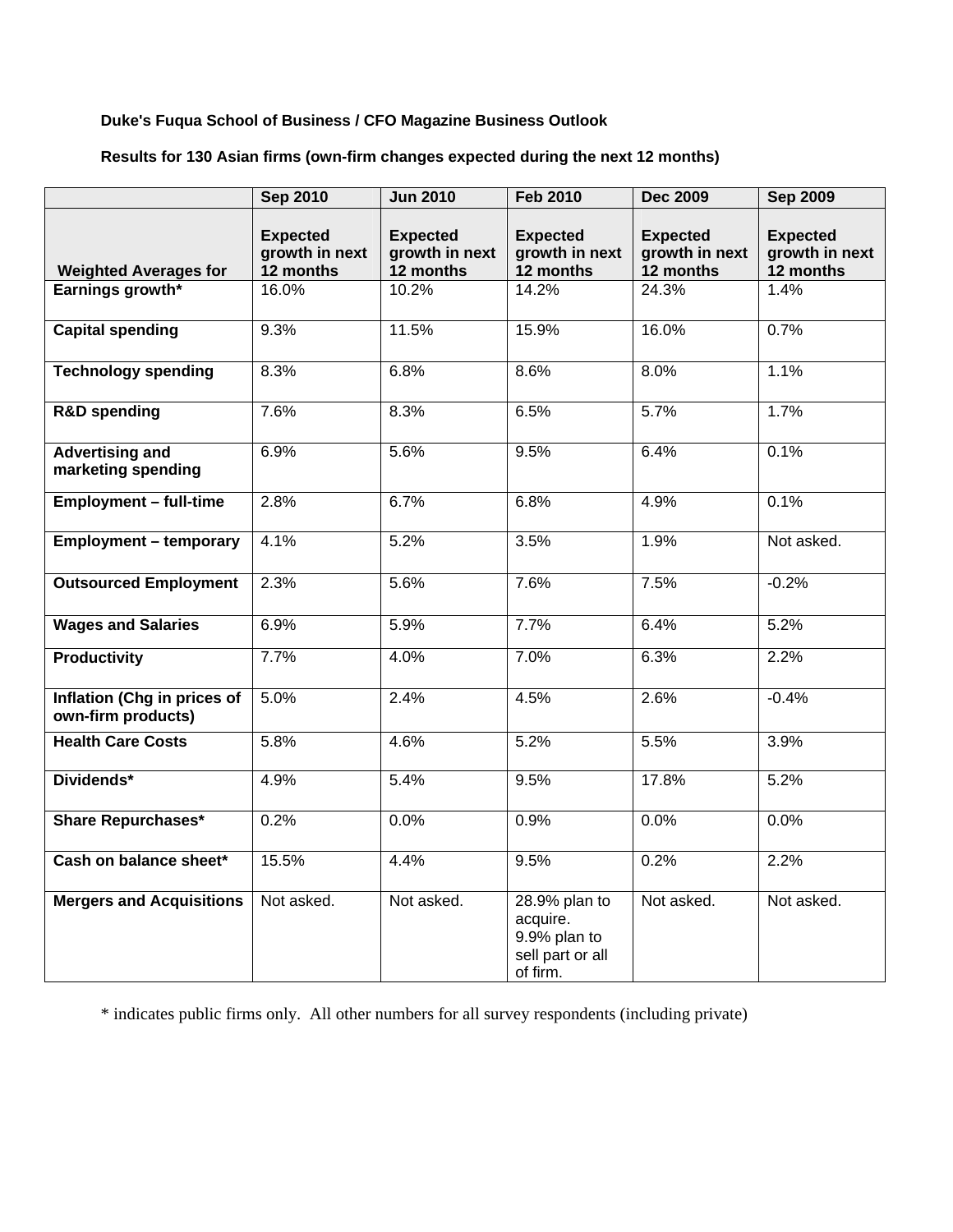**Duke's Fuqua School of Business / CFO Magazine Business Outlook**

**Results for 130 Asian firms (own-firm changes expected during the next 12 months)**

| | Sep 2010 | Jun 2010 | Feb 2010 | Dec 2009 | Sep 2009 |
|---|---|---|---|---|---|
| **Weighted Averages for** | **Expected growth in next 12 months** | **Expected growth in next 12 months** | **Expected growth in next 12 months** | **Expected growth in next 12 months** | **Expected growth in next 12 months** |
| **Earnings growth*** | 16.0% | 10.2% | 14.2% | 24.3% | 1.4% |
| **Capital spending** | 9.3% | 11.5% | 15.9% | 16.0% | 0.7% |
| **Technology spending** | 8.3% | 6.8% | 8.6% | 8.0% | 1.1% |
| **R&D spending** | 7.6% | 8.3% | 6.5% | 5.7% | 1.7% |
| **Advertising and marketing spending** | 6.9% | 5.6% | 9.5% | 6.4% | 0.1% |
| **Employment – full-time** | 2.8% | 6.7% | 6.8% | 4.9% | 0.1% |
| **Employment – temporary** | 4.1% | 5.2% | 3.5% | 1.9% | Not asked. |
| **Outsourced Employment** | 2.3% | 5.6% | 7.6% | 7.5% | -0.2% |
| **Wages and Salaries** | 6.9% | 5.9% | 7.7% | 6.4% | 5.2% |
| **Productivity** | 7.7% | 4.0% | 7.0% | 6.3% | 2.2% |
| **Inflation (Chg in prices of own-firm products)** | 5.0% | 2.4% | 4.5% | 2.6% | -0.4% |
| **Health Care Costs** | 5.8% | 4.6% | 5.2% | 5.5% | 3.9% |
| **Dividends*** | 4.9% | 5.4% | 9.5% | 17.8% | 5.2% |
| **Share Repurchases*** | 0.2% | 0.0% | 0.9% | 0.0% | 0.0% |
| **Cash on balance sheet*** | 15.5% | 4.4% | 9.5% | 0.2% | 2.2% |
| **Mergers and Acquisitions** | Not asked. | Not asked. | 28.9% plan to acquire. 9.9% plan to sell part or all of firm. | Not asked. | Not asked. |

* indicates public firms only. All other numbers for all survey respondents (including private)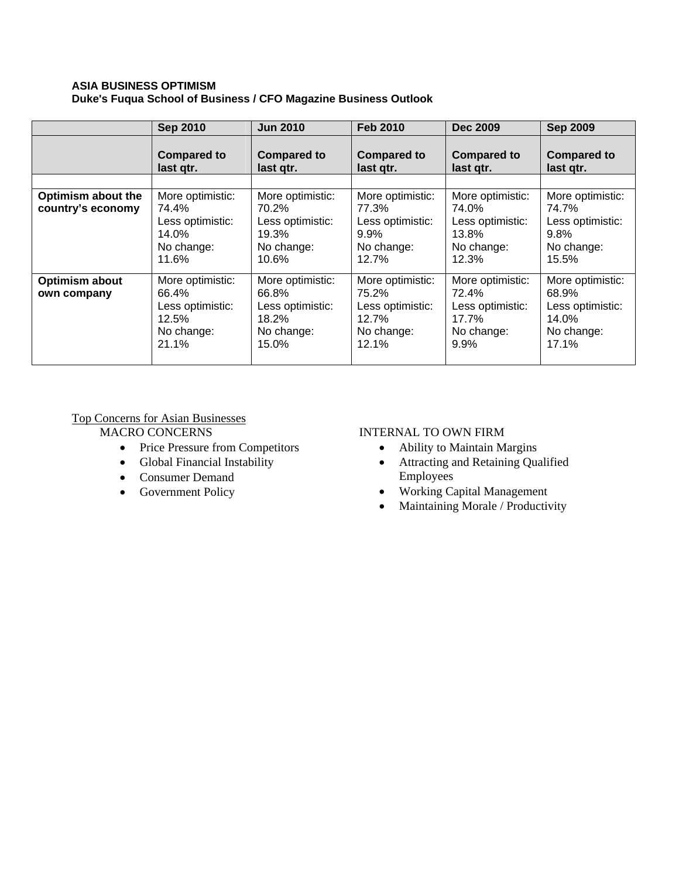**ASIA BUSINESS OPTIMISM**
**Duke's Fuqua School of Business / CFO Magazine Business Outlook**

| | Sep 2010 | Jun 2010 | Feb 2010 | Dec 2009 | Sep 2009 |
|---|---|---|---|---|---|
| | **Compared to last qtr.** | **Compared to last qtr.** | **Compared to last qtr.** | **Compared to last qtr.** | **Compared to last qtr.** |
| | | | | | |
| **Optimism about the country's economy** | More optimistic: 74.4%<br>Less optimistic: 14.0%<br>No change: 11.6% | More optimistic: 70.2%<br>Less optimistic: 19.3%<br>No change: 10.6% | More optimistic: 77.3%<br>Less optimistic: 9.9%<br>No change: 12.7% | More optimistic: 74.0%<br>Less optimistic: 13.8%<br>No change: 12.3% | More optimistic: 74.7%<br>Less optimistic: 9.8%<br>No change: 15.5% |
| **Optimism about own company** | More optimistic: 66.4%<br>Less optimistic: 12.5%<br>No change: 21.1% | More optimistic: 66.8%<br>Less optimistic: 18.2%<br>No change: 15.0% | More optimistic: 75.2%<br>Less optimistic: 12.7%<br>No change: 12.1% | More optimistic: 72.4%<br>Less optimistic: 17.7%<br>No change: 9.9% | More optimistic: 68.9%<br>Less optimistic: 14.0%<br>No change: 17.1% |

Top Concerns for Asian Businesses

MACRO CONCERNS

- Price Pressure from Competitors
- Global Financial Instability
- Consumer Demand
- Government Policy

INTERNAL TO OWN FIRM

- Ability to Maintain Margins
- Attracting and Retaining Qualified Employees
- Working Capital Management
- Maintaining Morale / Productivity